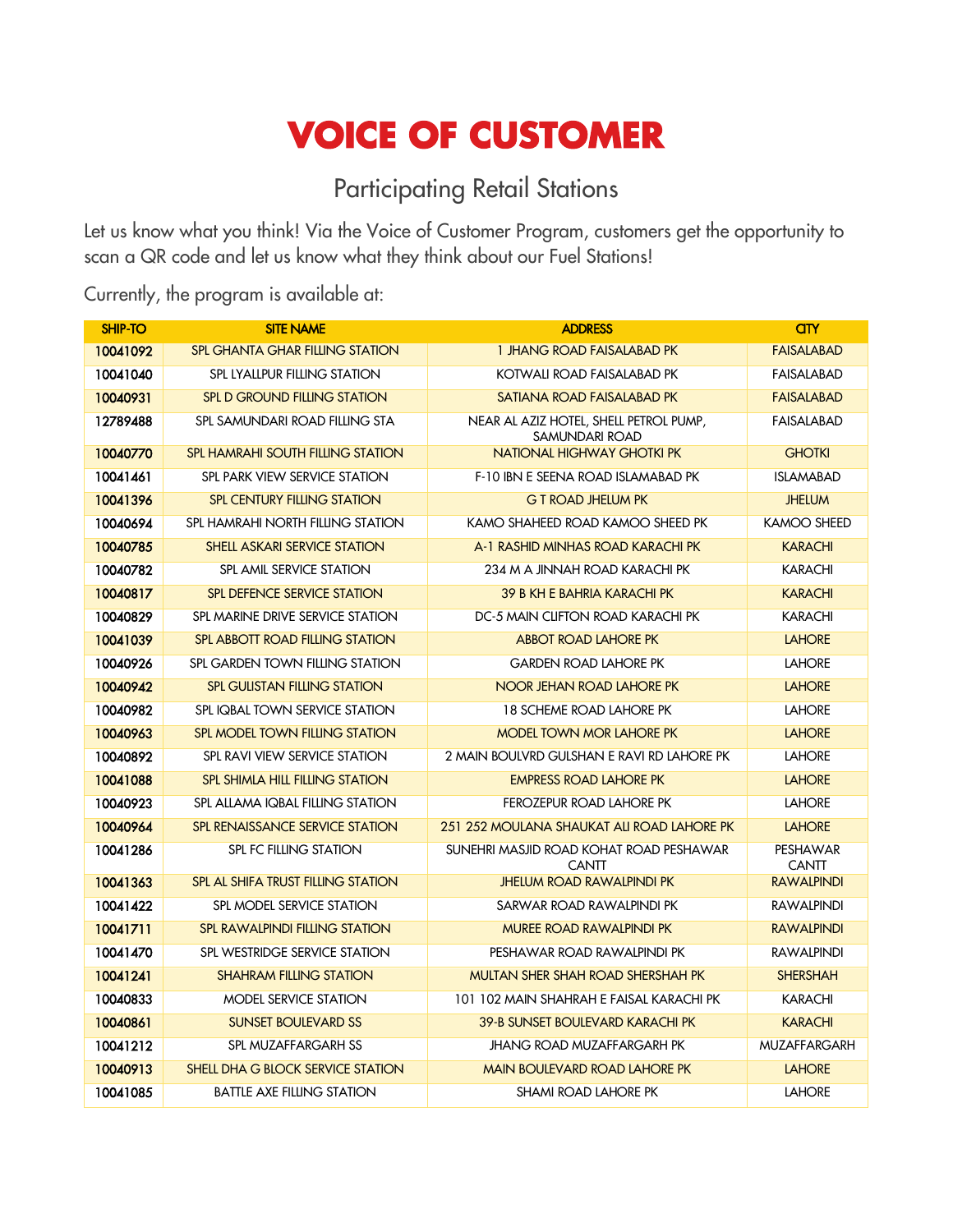# VOICE OF CUSTOMER

## Participating Retail Stations

Let us know what you think! Via the Voice of Customer Program, customers get the opportunity to scan a QR code and let us know what they think about our Fuel Stations!

Currently, the program is available at:

| SHIP-TO | SITE NAME | ADDRESS | CITY |
|---|---|---|---|
| 10041092 | SPL GHANTA GHAR FILLING STATION | 1 JHANG ROAD FAISALABAD PK | FAISALABAD |
| 10041040 | SPL LYALLPUR FILLING STATION | KOTWALI ROAD FAISALABAD PK | FAISALABAD |
| 10040931 | SPL D GROUND FILLING STATION | SATIANA ROAD FAISALABAD PK | FAISALABAD |
| 12789488 | SPL SAMUNDARI ROAD FILLING STA | NEAR AL AZIZ HOTEL, SHELL PETROL PUMP, SAMUNDARI ROAD | FAISALABAD |
| 10040770 | SPL HAMRAHI SOUTH FILLING STATION | NATIONAL HIGHWAY GHOTKI PK | GHOTKI |
| 10041461 | SPL PARK VIEW SERVICE STATION | F-10 IBN E SEENA ROAD ISLAMABAD PK | ISLAMABAD |
| 10041396 | SPL CENTURY FILLING STATION | G T ROAD JHELUM PK | JHELUM |
| 10040694 | SPL HAMRAHI NORTH FILLING STATION | KAMO SHAHEED ROAD KAMOO SHEED PK | KAMOO SHEED |
| 10040785 | SHELL ASKARI SERVICE STATION | A-1 RASHID MINHAS ROAD KARACHI PK | KARACHI |
| 10040782 | SPL AMIL SERVICE STATION | 234 M A JINNAH ROAD KARACHI PK | KARACHI |
| 10040817 | SPL DEFENCE SERVICE STATION | 39 B KH E BAHRIA KARACHI PK | KARACHI |
| 10040829 | SPL MARINE DRIVE SERVICE STATION | DC-5 MAIN CLIFTON ROAD KARACHI PK | KARACHI |
| 10041039 | SPL ABBOTT ROAD FILLING STATION | ABBOT ROAD LAHORE PK | LAHORE |
| 10040926 | SPL GARDEN TOWN FILLING STATION | GARDEN ROAD LAHORE PK | LAHORE |
| 10040942 | SPL GULISTAN FILLING STATION | NOOR JEHAN ROAD LAHORE PK | LAHORE |
| 10040982 | SPL IQBAL TOWN SERVICE STATION | 18 SCHEME ROAD LAHORE PK | LAHORE |
| 10040963 | SPL MODEL TOWN FILLING STATION | MODEL TOWN MOR LAHORE PK | LAHORE |
| 10040892 | SPL RAVI VIEW SERVICE STATION | 2 MAIN BOULVRD GULSHAN E RAVI RD LAHORE PK | LAHORE |
| 10041088 | SPL SHIMLA HILL FILLING STATION | EMPRESS ROAD LAHORE PK | LAHORE |
| 10040923 | SPL ALLAMA IQBAL FILLING STATION | FEROZEPUR ROAD LAHORE PK | LAHORE |
| 10040964 | SPL RENAISSANCE SERVICE STATION | 251 252 MOULANA SHAUKAT ALI ROAD LAHORE PK | LAHORE |
| 10041286 | SPL FC FILLING STATION | SUNEHRI MASJID ROAD KOHAT ROAD PESHAWAR CANTT | PESHAWAR CANTT |
| 10041363 | SPL AL SHIFA TRUST FILLING STATION | JHELUM ROAD RAWALPINDI PK | RAWALPINDI |
| 10041422 | SPL MODEL SERVICE STATION | SARWAR ROAD RAWALPINDI PK | RAWALPINDI |
| 10041711 | SPL RAWALPINDI FILLING STATION | MUREE ROAD RAWALPINDI PK | RAWALPINDI |
| 10041470 | SPL WESTRIDGE SERVICE STATION | PESHAWAR ROAD RAWALPINDI PK | RAWALPINDI |
| 10041241 | SHAHRAM FILLING STATION | MULTAN SHER SHAH ROAD SHERSHAH PK | SHERSHAH |
| 10040833 | MODEL SERVICE STATION | 101 102 MAIN SHAHRAH E FAISAL KARACHI PK | KARACHI |
| 10040861 | SUNSET BOULEVARD SS | 39-B SUNSET BOULEVARD KARACHI PK | KARACHI |
| 10041212 | SPL MUZAFFARGARH SS | JHANG ROAD MUZAFFARGARH PK | MUZAFFARGARH |
| 10040913 | SHELL DHA G BLOCK SERVICE STATION | MAIN BOULEVARD ROAD LAHORE PK | LAHORE |
| 10041085 | BATTLE AXE FILLING STATION | SHAMI ROAD LAHORE PK | LAHORE |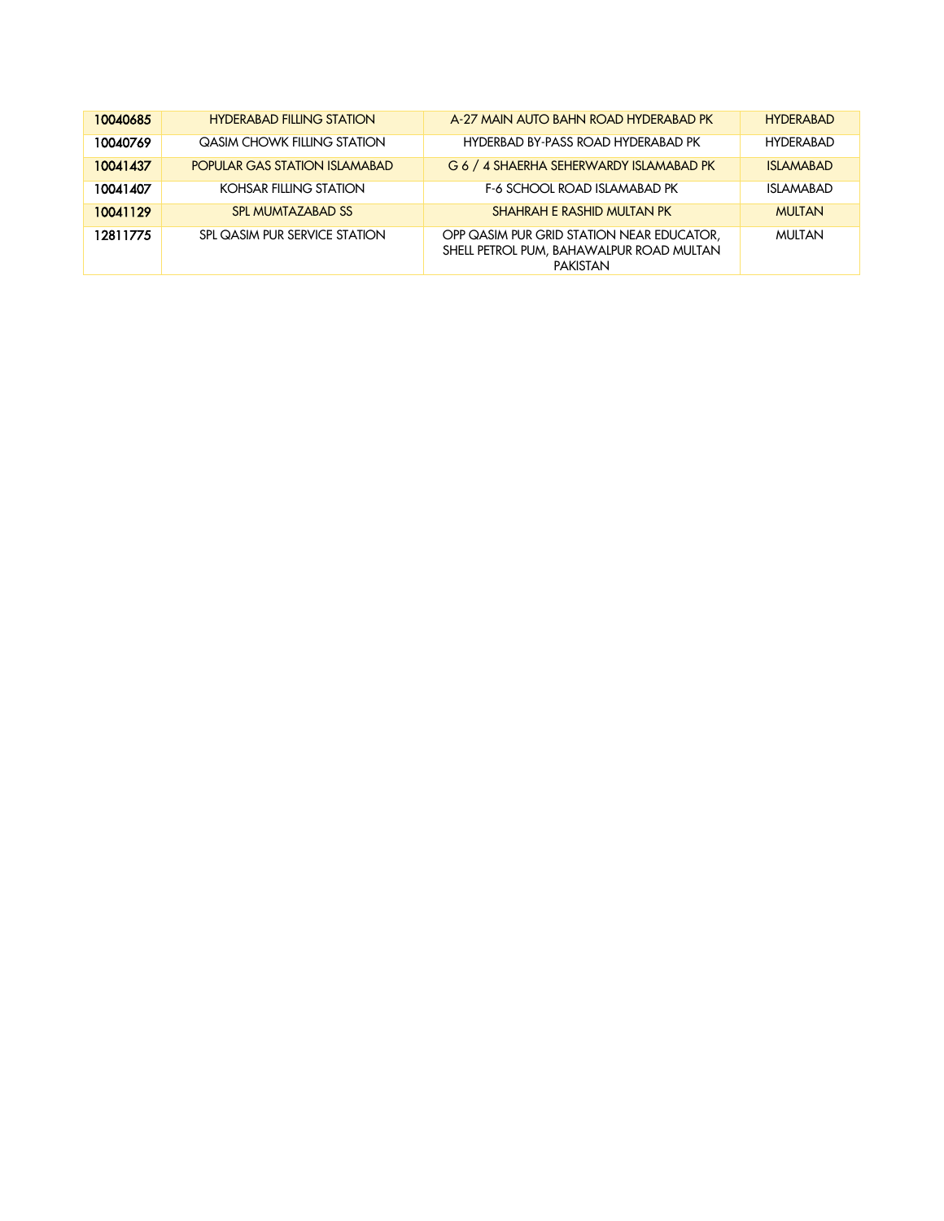| | | | |
|---|---|---|---|
| 10040685 | HYDERABAD FILLING STATION | A-27 MAIN AUTO BAHN ROAD HYDERABAD PK | HYDERABAD |
| 10040769 | QASIM CHOWK FILLING STATION | HYDERBAD BY-PASS ROAD HYDERABAD PK | HYDERABAD |
| 10041437 | POPULAR GAS STATION ISLAMABAD | G 6 / 4 SHAERHA SEHERWARDY ISLAMABAD PK | ISLAMABAD |
| 10041407 | KOHSAR FILLING STATION | F-6 SCHOOL ROAD ISLAMABAD PK | ISLAMABAD |
| 10041129 | SPL MUMTAZABAD SS | SHAHRAH E RASHID MULTAN PK | MULTAN |
| 12811775 | SPL QASIM PUR SERVICE STATION | OPP QASIM PUR GRID STATION NEAR EDUCATOR, SHELL PETROL PUM, BAHAWALPUR ROAD MULTAN PAKISTAN | MULTAN |